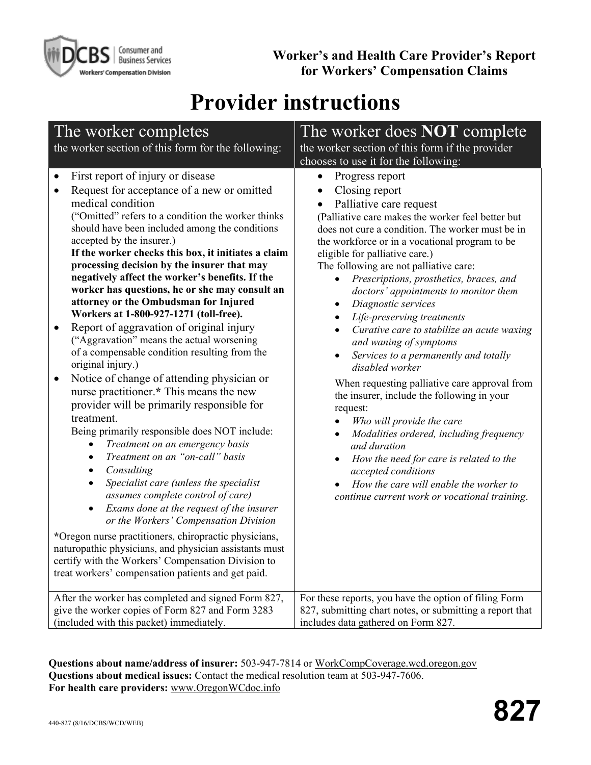# Worker's and Health Care Provider's Report for Workers' Compensation Claims

# Provider instructions

## The worker completes
the worker section of this form for the following:

- First report of injury or disease
- Request for acceptance of a new or omitted medical condition
  ("Omitted" refers to a condition the worker thinks should have been included among the conditions accepted by the insurer.)
  **If the worker checks this box, it initiates a claim processing decision by the insurer that may negatively affect the worker's benefits. If the worker has questions, he or she may consult an attorney or the Ombudsman for Injured Workers at 1-800-927-1271 (toll-free).**
- Report of aggravation of original injury
  ("Aggravation" means the actual worsening of a compensable condition resulting from the original injury.)
- Notice of change of attending physician or nurse practitioner.* This means the new provider will be primarily responsible for treatment.
  Being primarily responsible does NOT include:
  - *Treatment on an emergency basis*
  - *Treatment on an "on-call" basis*
  - *Consulting*
  - *Specialist care (unless the specialist assumes complete control of care)*
  - *Exams done at the request of the insurer or the Workers' Compensation Division*

*Oregon nurse practitioners, chiropractic physicians, naturopathic physicians, and physician assistants must certify with the Workers' Compensation Division to treat workers' compensation patients and get paid.

After the worker has completed and signed Form 827, give the worker copies of Form 827 and Form 3283 (included with this packet) immediately.

## The worker does NOT complete
the worker section of this form if the provider chooses to use it for the following:

- Progress report
- Closing report
- Palliative care request

(Palliative care makes the worker feel better but does not cure a condition. The worker must be in the workforce or in a vocational program to be eligible for palliative care.)

The following are not palliative care:

- *Prescriptions, prosthetics, braces, and doctors' appointments to monitor them*
- *Diagnostic services*
- *Life-preserving treatments*
- *Curative care to stabilize an acute waxing and waning of symptoms*
- *Services to a permanently and totally disabled worker*

When requesting palliative care approval from the insurer, include the following in your request:

- *Who will provide the care*
- *Modalities ordered, including frequency and duration*
- *How the need for care is related to the accepted conditions*
- *How the care will enable the worker to continue current work or vocational training*.

For these reports, you have the option of filing Form 827, submitting chart notes, or submitting a report that includes data gathered on Form 827.

**Questions about name/address of insurer:** 503-947-7814 or WorkCompCoverage.wcd.oregon.gov
**Questions about medical issues:** Contact the medical resolution team at 503-947-7606.
**For health care providers:** www.OregonWCdoc.info

440-827 (8/16/DCBS/WCD/WEB)

**827**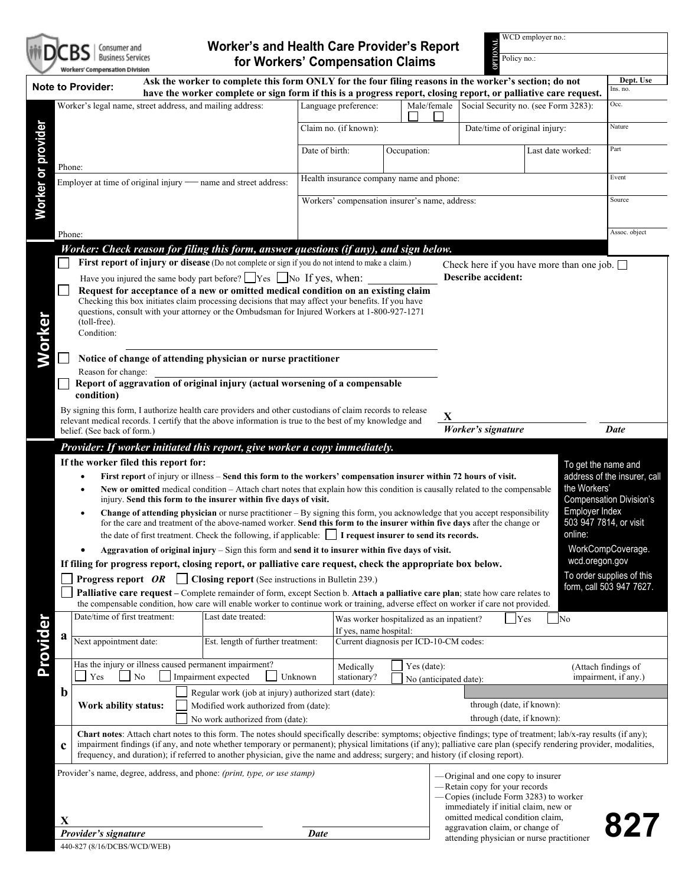DCBS | Consumer and Business Services
Workers' Compensation Division

# Worker's and Health Care Provider's Report for Workers' Compensation Claims

OPTIONAL
WCD employer no.:
Policy no.:

**Note to Provider:** **Ask the worker to complete this form ONLY for the four filing reasons in the worker's section; do not have the worker complete or sign form if this is a progress report, closing report, or palliative care request.**

| Dept. Use |
|---|
| Ins. no. |
| Occ. |
| Nature |
| Part |
| Event |
| Source |
| Assoc. object |

## Worker or provider

| Worker's legal name, street address, and mailing address: | Language preference: | Male/female ☐ ☐ | Social Security no. (see Form 3283): |
|---|---|---|---|
| | Claim no. (if known): | | Date/time of original injury: |
| Phone: | Date of birth: | Occupation: | Last date worked: |
| Employer at time of original injury — name and street address: | Health insurance company name and phone: | | |
| Phone: | Workers' compensation insurer's name, address: | | |

## Worker

***Worker: Check reason for filing this form, answer questions (if any), and sign below.***

☐ **First report of injury or disease** (Do not complete or sign if you do not intend to make a claim.)

Have you injured the same body part before? ☐ Yes ☐ No If yes, when: ______

Check here if you have more than one job. ☐

**Describe accident:**

☐ **Request for acceptance of a new or omitted medical condition on an existing claim**
Checking this box initiates claim processing decisions that may affect your benefits. If you have questions, consult with your attorney or the Ombudsman for Injured Workers at 1-800-927-1271 (toll-free).
Condition: ______

☐ **Notice of change of attending physician or nurse practitioner**
Reason for change: ______

☐ **Report of aggravation of original injury (actual worsening of a compensable condition)**

By signing this form, I authorize health care providers and other custodians of claim records to release relevant medical records. I certify that the above information is true to the best of my knowledge and belief. (See back of form.)

**X** ______
***Worker's signature*** ***Date***

## Provider

***Provider: If worker initiated this report, give worker a copy immediately.***

**If the worker filed this report for:**

- **First report** of injury or illness – **Send this form to the workers' compensation insurer within 72 hours of visit.**
- **New or omitted** medical condition – Attach chart notes that explain how this condition is causally related to the compensable injury. **Send this form to the insurer within five days of visit.**
- **Change of attending physician** or nurse practitioner – By signing this form, you acknowledge that you accept responsibility for the care and treatment of the above-named worker. **Send this form to the insurer within five days** after the change or the date of first treatment. Check the following, if applicable: ☐ **I request insurer to send its records.**
- **Aggravation of original injury** – Sign this form and **send it to insurer within five days of visit.**

To get the name and address of the insurer, call the Workers' Compensation Division's Employer Index 503 947 7814, or visit online: WorkCompCoverage.wcd.oregon.gov

To order supplies of this form, call 503 947 7627.

**If filing for progress report, closing report, or palliative care request, check the appropriate box below.**

☐ **Progress report** ***OR*** ☐ **Closing report** (See instructions in Bulletin 239.)

☐ **Palliative care request –** Complete remainder of form, except Section b. **Attach a palliative care plan**; state how care relates to the compensable condition, how care will enable worker to continue work or training, adverse effect on worker if care not provided.

**a**

| Date/time of first treatment: | Last date treated: | Was worker hospitalized as an inpatient? ☐ Yes ☐ No<br>If yes, name hospital: |
|---|---|---|
| Next appointment date: | Est. length of further treatment: | Current diagnosis per ICD-10-CM codes: |

**b**

Has the injury or illness caused permanent impairment?
☐ Yes ☐ No ☐ Impairment expected ☐ Unknown

Medically stationary? ☐ Yes (date): ☐ No (anticipated date):

(Attach findings of impairment, if any.)

**Work ability status:**
- ☐ Regular work (job at injury) authorized start (date):
- ☐ Modified work authorized from (date): through (date, if known):
- ☐ No work authorized from (date): through (date, if known):

**c** **Chart notes**: Attach chart notes to this form. The notes should specifically describe: symptoms; objective findings; type of treatment; lab/x-ray results (if any); impairment findings (if any, and note whether temporary or permanent); physical limitations (if any); palliative care plan (specify rendering provider, modalities, frequency, and duration); if referred to another physician, give the name and address; surgery; and history (if closing report).

Provider's name, degree, address, and phone: *(print, type, or use stamp)*

**X** ______
***Provider's signature*** ***Date***

— Original and one copy to insurer
— Retain copy for your records
— Copies (include Form 3283) to worker immediately if initial claim, new or omitted medical condition claim, aggravation claim, or change of attending physician or nurse practitioner

**827**

440-827 (8/16/DCBS/WCD/WEB)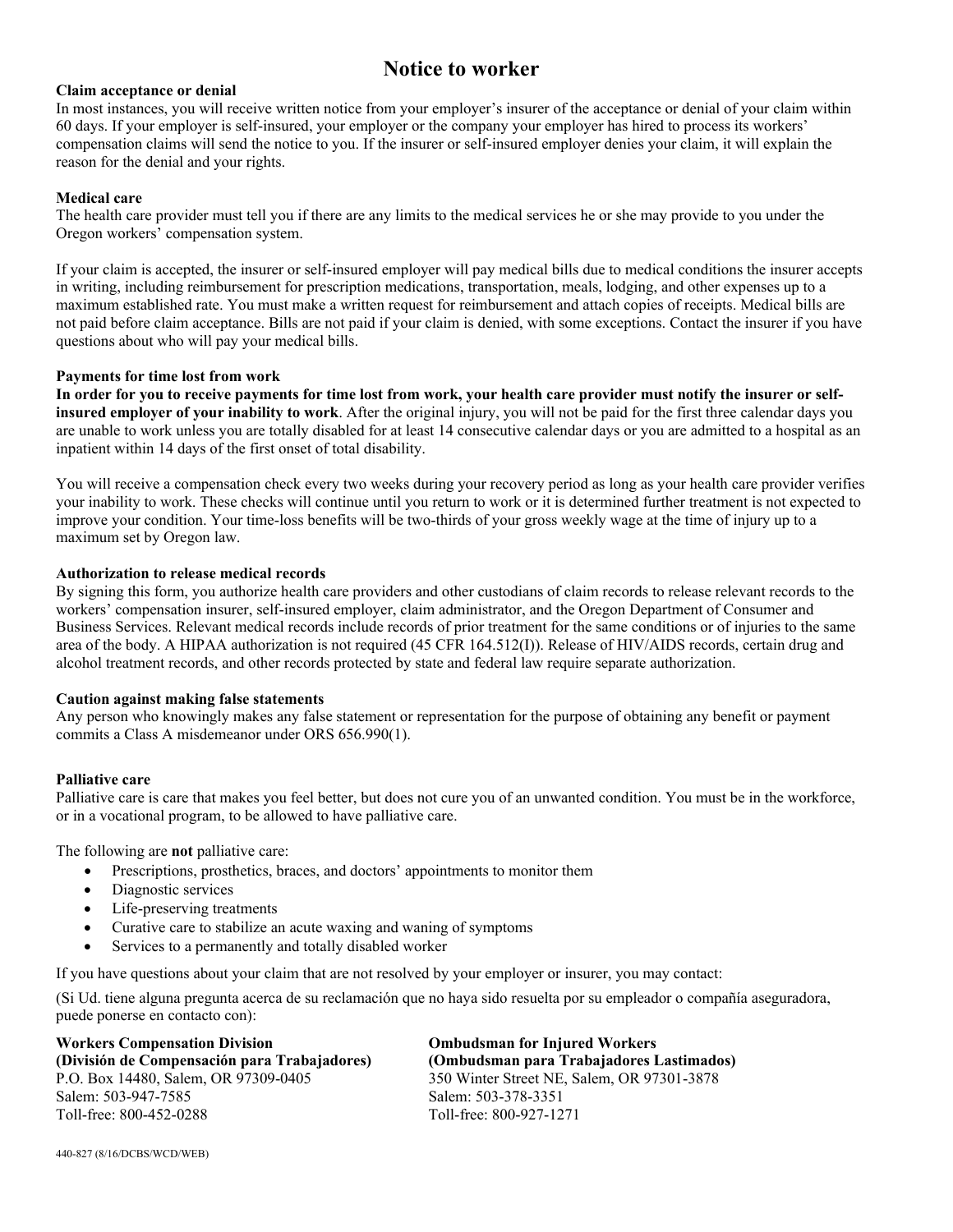# Notice to worker

**Claim acceptance or denial**
In most instances, you will receive written notice from your employer's insurer of the acceptance or denial of your claim within 60 days. If your employer is self-insured, your employer or the company your employer has hired to process its workers' compensation claims will send the notice to you. If the insurer or self-insured employer denies your claim, it will explain the reason for the denial and your rights.

**Medical care**
The health care provider must tell you if there are any limits to the medical services he or she may provide to you under the Oregon workers' compensation system.

If your claim is accepted, the insurer or self-insured employer will pay medical bills due to medical conditions the insurer accepts in writing, including reimbursement for prescription medications, transportation, meals, lodging, and other expenses up to a maximum established rate. You must make a written request for reimbursement and attach copies of receipts. Medical bills are not paid before claim acceptance. Bills are not paid if your claim is denied, with some exceptions. Contact the insurer if you have questions about who will pay your medical bills.

**Payments for time lost from work**
**In order for you to receive payments for time lost from work, your health care provider must notify the insurer or self-insured employer of your inability to work**. After the original injury, you will not be paid for the first three calendar days you are unable to work unless you are totally disabled for at least 14 consecutive calendar days or you are admitted to a hospital as an inpatient within 14 days of the first onset of total disability.

You will receive a compensation check every two weeks during your recovery period as long as your health care provider verifies your inability to work. These checks will continue until you return to work or it is determined further treatment is not expected to improve your condition. Your time-loss benefits will be two-thirds of your gross weekly wage at the time of injury up to a maximum set by Oregon law.

**Authorization to release medical records**
By signing this form, you authorize health care providers and other custodians of claim records to release relevant records to the workers' compensation insurer, self-insured employer, claim administrator, and the Oregon Department of Consumer and Business Services. Relevant medical records include records of prior treatment for the same conditions or of injuries to the same area of the body. A HIPAA authorization is not required (45 CFR 164.512(I)). Release of HIV/AIDS records, certain drug and alcohol treatment records, and other records protected by state and federal law require separate authorization.

**Caution against making false statements**
Any person who knowingly makes any false statement or representation for the purpose of obtaining any benefit or payment commits a Class A misdemeanor under ORS 656.990(1).

**Palliative care**
Palliative care is care that makes you feel better, but does not cure you of an unwanted condition. You must be in the workforce, or in a vocational program, to be allowed to have palliative care.

The following are **not** palliative care:

- Prescriptions, prosthetics, braces, and doctors' appointments to monitor them
- Diagnostic services
- Life-preserving treatments
- Curative care to stabilize an acute waxing and waning of symptoms
- Services to a permanently and totally disabled worker

If you have questions about your claim that are not resolved by your employer or insurer, you may contact:

(Si Ud. tiene alguna pregunta acerca de su reclamación que no haya sido resuelta por su empleador o compañía aseguradora, puede ponerse en contacto con):

**Workers Compensation Division**
**(División de Compensación para Trabajadores)**
P.O. Box 14480, Salem, OR 97309-0405
Salem: 503-947-7585
Toll-free: 800-452-0288

**Ombudsman for Injured Workers**
**(Ombudsman para Trabajadores Lastimados)**
350 Winter Street NE, Salem, OR 97301-3878
Salem: 503-378-3351
Toll-free: 800-927-1271

440-827 (8/16/DCBS/WCD/WEB)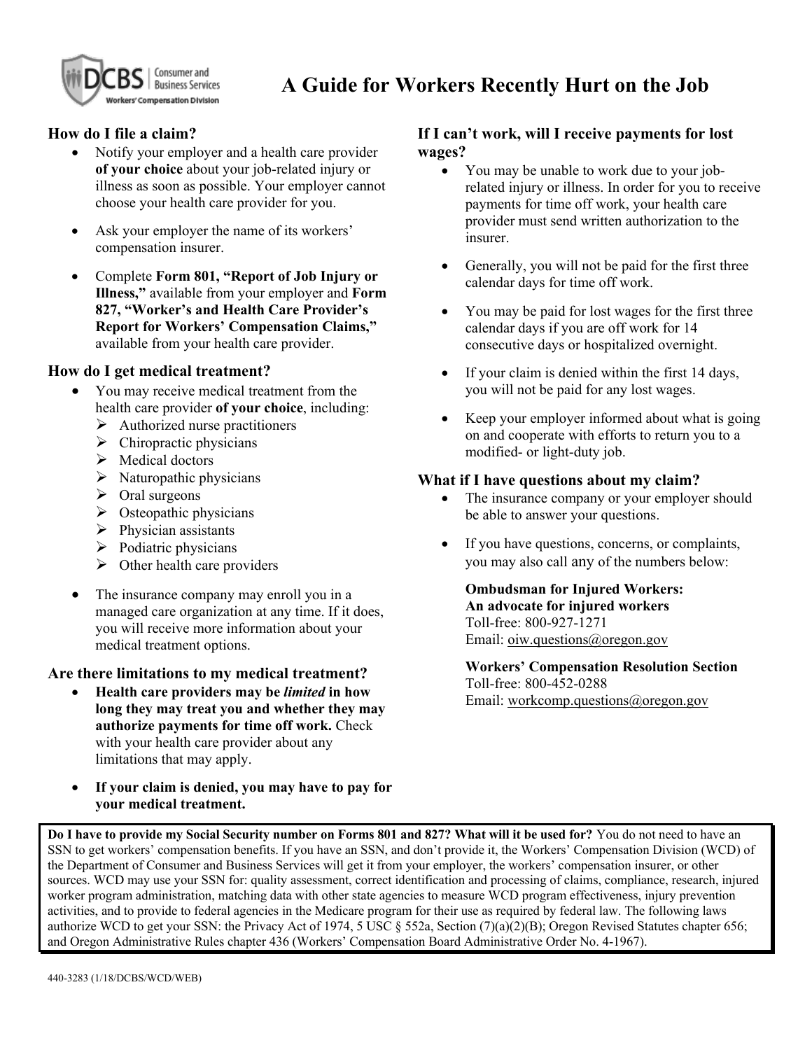# A Guide for Workers Recently Hurt on the Job

### How do I file a claim?

- Notify your employer and a health care provider **of your choice** about your job-related injury or illness as soon as possible. Your employer cannot choose your health care provider for you.
- Ask your employer the name of its workers' compensation insurer.
- Complete **Form 801, "Report of Job Injury or Illness,"** available from your employer and **Form 827, "Worker's and Health Care Provider's Report for Workers' Compensation Claims,"** available from your health care provider.

### How do I get medical treatment?

- You may receive medical treatment from the health care provider **of your choice**, including:
  - Authorized nurse practitioners
  - Chiropractic physicians
  - Medical doctors
  - Naturopathic physicians
  - Oral surgeons
  - Osteopathic physicians
  - Physician assistants
  - Podiatric physicians
  - Other health care providers
- The insurance company may enroll you in a managed care organization at any time. If it does, you will receive more information about your medical treatment options.

### Are there limitations to my medical treatment?

- **Health care providers may be *limited* in how long they may treat you and whether they may authorize payments for time off work.** Check with your health care provider about any limitations that may apply.
- **If your claim is denied, you may have to pay for your medical treatment.**

### If I can't work, will I receive payments for lost wages?

- You may be unable to work due to your job-related injury or illness. In order for you to receive payments for time off work, your health care provider must send written authorization to the insurer.
- Generally, you will not be paid for the first three calendar days for time off work.
- You may be paid for lost wages for the first three calendar days if you are off work for 14 consecutive days or hospitalized overnight.
- If your claim is denied within the first 14 days, you will not be paid for any lost wages.
- Keep your employer informed about what is going on and cooperate with efforts to return you to a modified- or light-duty job.

### What if I have questions about my claim?

- The insurance company or your employer should be able to answer your questions.
- If you have questions, concerns, or complaints, you may also call any of the numbers below:

  **Ombudsman for Injured Workers:**
  **An advocate for injured workers**
  Toll-free: 800-927-1271
  Email: oiw.questions@oregon.gov

  **Workers' Compensation Resolution Section**
  Toll-free: 800-452-0288
  Email: workcomp.questions@oregon.gov

**Do I have to provide my Social Security number on Forms 801 and 827? What will it be used for?** You do not need to have an SSN to get workers' compensation benefits. If you have an SSN, and don't provide it, the Workers' Compensation Division (WCD) of the Department of Consumer and Business Services will get it from your employer, the workers' compensation insurer, or other sources. WCD may use your SSN for: quality assessment, correct identification and processing of claims, compliance, research, injured worker program administration, matching data with other state agencies to measure WCD program effectiveness, injury prevention activities, and to provide to federal agencies in the Medicare program for their use as required by federal law. The following laws authorize WCD to get your SSN: the Privacy Act of 1974, 5 USC § 552a, Section (7)(a)(2)(B); Oregon Revised Statutes chapter 656; and Oregon Administrative Rules chapter 436 (Workers' Compensation Board Administrative Order No. 4-1967).

440-3283 (1/18/DCBS/WCD/WEB)